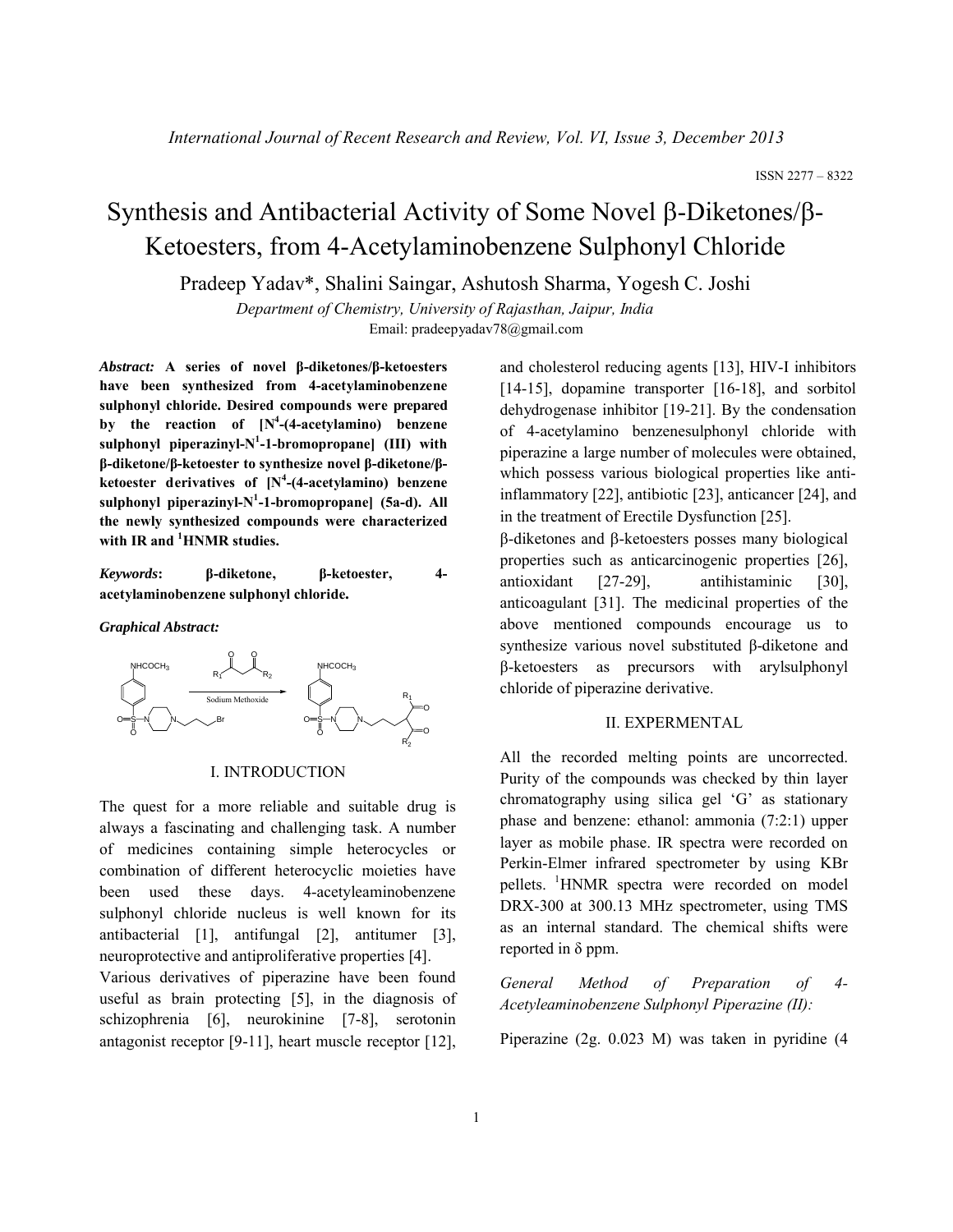# Synthesis and Antibacterial Activity of Some Novel β-Diketones/β-Ketoesters, from 4-Acetylaminobenzene Sulphonyl Chloride

Pradeep Yadav*, Shalini Saingar, Ashutosh Sharma, Yogesh C. Joshi

*Department of Chemistry, University of Rajasthan, Jaipur, India*

Email: pradeepyadav78@gmail.com

***Abstract:*** **A series of novel β-diketones/β-ketoesters have been synthesized from 4-acetylaminobenzene sulphonyl chloride. Desired compounds were prepared by the reaction of [$N^4$-(4-acetylamino) benzene sulphonyl piperazinyl-$N^1$-1-bromopropane] (III) with β-diketone/β-ketoester to synthesize novel β-diketone/β-ketoester derivatives of [$N^4$-(4-acetylamino) benzene sulphonyl piperazinyl-$N^1$-1-bromopropane] (5a-d). All the newly synthesized compounds were characterized with IR and $^1$HNMR studies.**

***Keywords*: β-diketone, β-ketoester, 4-acetylaminobenzene sulphonyl chloride.**

***Graphical Abstract:***

## I. INTRODUCTION

The quest for a more reliable and suitable drug is always a fascinating and challenging task. A number of medicines containing simple heterocycles or combination of different heterocyclic moieties have been used these days. 4-acetyleaminobenzene sulphonyl chloride nucleus is well known for its antibacterial [1], antifungal [2], antitumer [3], neuroprotective and antiproliferative properties [4].

Various derivatives of piperazine have been found useful as brain protecting [5], in the diagnosis of schizophrenia [6], neurokinine [7-8], serotonin antagonist receptor [9-11], heart muscle receptor [12], and cholesterol reducing agents [13], HIV-I inhibitors [14-15], dopamine transporter [16-18], and sorbitol dehydrogenase inhibitor [19-21]. By the condensation of 4-acetylamino benzenesulphonyl chloride with piperazine a large number of molecules were obtained, which possess various biological properties like anti-inflammatory [22], antibiotic [23], anticancer [24], and in the treatment of Erectile Dysfunction [25].

β-diketones and β-ketoesters posses many biological properties such as anticarcinogenic properties [26], antioxidant [27-29], antihistaminic [30], anticoagulant [31]. The medicinal properties of the above mentioned compounds encourage us to synthesize various novel substituted β-diketone and β-ketoesters as precursors with arylsulphonyl chloride of piperazine derivative.

## II. EXPERMENTAL

All the recorded melting points are uncorrected. Purity of the compounds was checked by thin layer chromatography using silica gel 'G' as stationary phase and benzene: ethanol: ammonia (7:2:1) upper layer as mobile phase. IR spectra were recorded on Perkin-Elmer infrared spectrometer by using KBr pellets. $^1$HNMR spectra were recorded on model DRX-300 at 300.13 MHz spectrometer, using TMS as an internal standard. The chemical shifts were reported in δ ppm.

*General Method of Preparation of 4-Acetyleaminobenzene Sulphonyl Piperazine (II):*

Piperazine (2g. 0.023 M) was taken in pyridine (4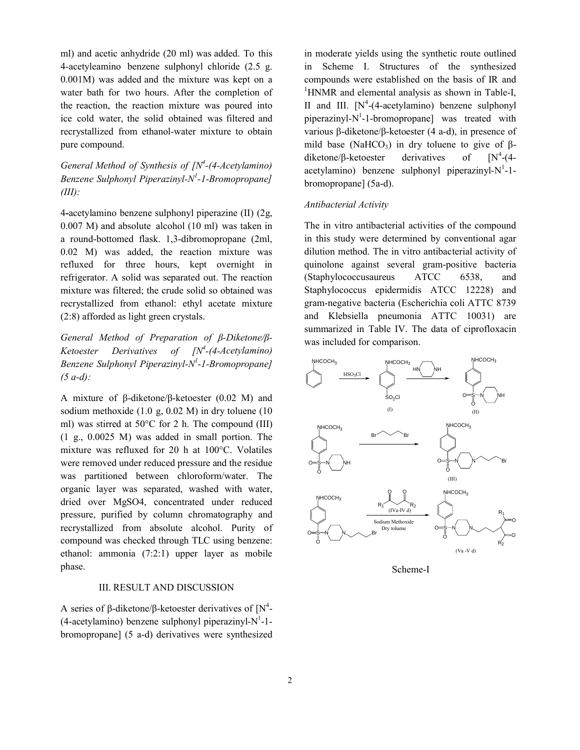ml) and acetic anhydride (20 ml) was added. To this 4-acetyleamino benzene sulphonyl chloride (2.5 g. 0.001M) was added and the mixture was kept on a water bath for two hours. After the completion of the reaction, the reaction mixture was poured into ice cold water, the solid obtained was filtered and recrystallized from ethanol-water mixture to obtain pure compound.

*General Method of Synthesis of [$N^4$-(4-Acetylamino) Benzene Sulphonyl Piperazinyl-$N^1$-1-Bromopropane] (III):*

4-acetylamino benzene sulphonyl piperazine (II) (2g, 0.007 M) and absolute alcohol (10 ml) was taken in a round-bottomed flask. 1,3-dibromopropane (2ml, 0.02 M) was added, the reaction mixture was refluxed for three hours, kept overnight in refrigerator. A solid was separated out. The reaction mixture was filtered; the crude solid so obtained was recrystallized from ethanol: ethyl acetate mixture (2:8) afforded as light green crystals.

*General Method of Preparation of β-Diketone/β-Ketoester Derivatives of [$N^4$-(4-Acetylamino) Benzene Sulphonyl Piperazinyl-$N^1$-1-Bromopropane] (5 a-d):*

A mixture of β-diketone/β-ketoester (0.02 M) and sodium methoxide (1.0 g, 0.02 M) in dry toluene (10 ml) was stirred at 50°C for 2 h. The compound (III) (1 g., 0.0025 M) was added in small portion. The mixture was refluxed for 20 h at 100°C. Volatiles were removed under reduced pressure and the residue was partitioned between chloroform/water. The organic layer was separated, washed with water, dried over $MgSO_4$, concentrated under reduced pressure, purified by column chromatography and recrystallized from absolute alcohol. Purity of compound was checked through TLC using benzene: ethanol: ammonia (7:2:1) upper layer as mobile phase.

## III. RESULT AND DISCUSSION

A series of β-diketone/β-ketoester derivatives of [$N^4$-(4-acetylamino) benzene sulphonyl piperazinyl-$N^1$-1-bromopropane] (5 a-d) derivatives were synthesized in moderate yields using the synthetic route outlined in Scheme I. Structures of the synthesized compounds were established on the basis of IR and $^1$HNMR and elemental analysis as shown in Table-I, II and III. [$N^4$-(4-acetylamino) benzene sulphonyl piperazinyl-$N^1$-1-bromopropane] was treated with various β-diketone/β-ketoester (4 a-d), in presence of mild base ($NaHCO_3$) in dry toluene to give of β-diketone/β-ketoester derivatives of [$N^4$-(4-acetylamino) benzene sulphonyl piperazinyl-$N^1$-1-bromopropane] (5a-d).

*Antibacterial Activity*

The in vitro antibacterial activities of the compound in this study were determined by conventional agar dilution method. The in vitro antibacterial activity of quinolone against several gram-positive bacteria (Staphylococcusaureus ATCC 6538, and Staphylococcus epidermidis ATCC 12228) and gram-negative bacteria (Escherichia coli ATTC 8739 and Klebsiella pneumonia ATTC 10031) are summarized in Table IV. The data of ciprofloxacin was included for comparison.

Scheme-I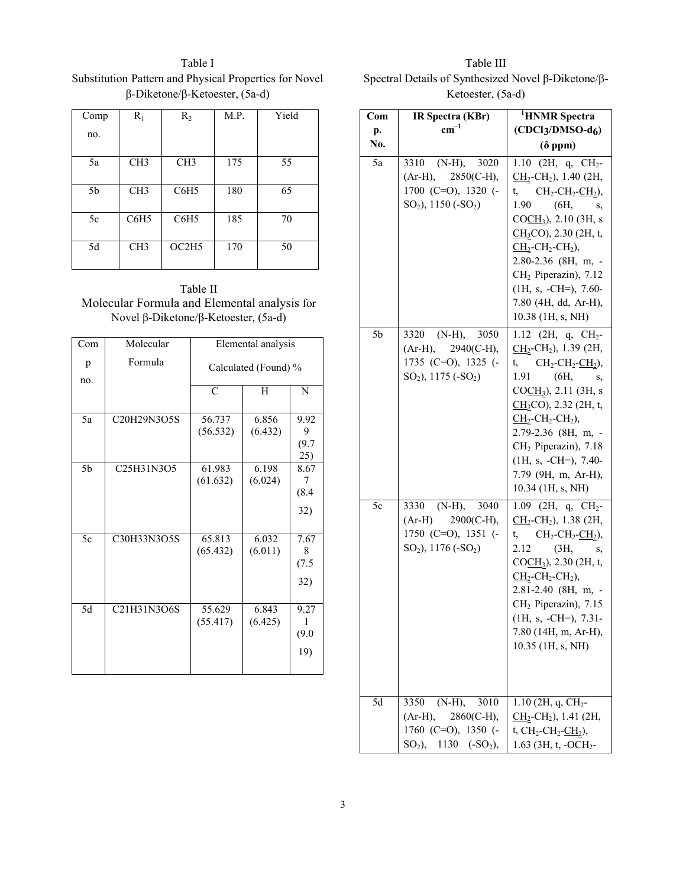Table I
Substitution Pattern and Physical Properties for Novel β-Diketone/β-Ketoester, (5a-d)

| Comp no. | $R_1$ | $R_2$ | M.P. | Yield |
|---|---|---|---|---|
| 5a | CH3 | CH3 | 175 | 55 |
| 5b | CH3 | C6H5 | 180 | 65 |
| 5c | C6H5 | C6H5 | 185 | 70 |
| 5d | CH3 | OC2H5 | 170 | 50 |

Table II
Molecular Formula and Elemental analysis for Novel β-Diketone/β-Ketoester, (5a-d)

| Comp no. | Molecular Formula | Elemental analysis Calculated (Found) % | | |
|---|---|---|---|---|
| | | C | H | N |
| 5a | C20H29N3O5S | 56.737 (56.532) | 6.856 (6.432) | 9.929 (9.725) |
| 5b | C25H31N3O5 | 61.983 (61.632) | 6.198 (6.024) | 8.677 (8.432) |
| 5c | C30H33N3O5S | 65.813 (65.432) | 6.032 (6.011) | 7.678 (7.532) |
| 5d | C21H31N3O6S | 55.629 (55.417) | 6.843 (6.425) | 9.271 (9.019) |

Table III
Spectral Details of Synthesized Novel β-Diketone/β-Ketoester, (5a-d)

| Comp. No. | IR Spectra (KBr) $cm^{-1}$ | $^1$HNMR Spectra ($CDCl_3$/DMSO-$d_6$) (δ ppm) |
|---|---|---|
| 5a | 3310 (N-H), 3020 (Ar-H), 2850(C-H), 1700 (C=O), 1320 (-$SO_2$), 1150 (-$SO_2$) | 1.10 (2H, q, $CH_2$-<u>$CH_2$</u>-$CH_2$), 1.40 (2H, t, $CH_2$-$CH_2$-<u>$CH_2$</u>), 1.90 (6H, s, CO<u>$CH_3$</u>), 2.10 (3H, s <u>$CH_3$</u>CO), 2.30 (2H, t, <u>$CH_2$</u>-$CH_2$-$CH_2$), 2.80-2.36 (8H, m, -$CH_2$ Piperazin), 7.12 (1H, s, -CH=), 7.60-7.80 (4H, dd, Ar-H), 10.38 (1H, s, NH) |
| 5b | 3320 (N-H), 3050 (Ar-H), 2940(C-H), 1735 (C=O), 1325 (-$SO_2$), 1175 (-$SO_2$) | 1.12 (2H, q, $CH_2$-<u>$CH_2$</u>-$CH_2$), 1.39 (2H, t, $CH_2$-$CH_2$-<u>$CH_2$</u>), 1.91 (6H, s, CO<u>$CH_3$</u>), 2.11 (3H, s <u>$CH_3$</u>CO), 2.32 (2H, t, <u>$CH_2$</u>-$CH_2$-$CH_2$), 2.79-2.36 (8H, m, -$CH_2$ Piperazin), 7.18 (1H, s, -CH=), 7.40-7.79 (9H, m, Ar-H), 10.34 (1H, s, NH) |
| 5c | 3330 (N-H), 3040 (Ar-H) 2900(C-H), 1750 (C=O), 1351 (-$SO_2$), 1176 (-$SO_2$) | 1.09 (2H, q, $CH_2$-<u>$CH_2$</u>-$CH_2$), 1.38 (2H, t, $CH_2$-$CH_2$-<u>$CH_2$</u>), 2.12 (3H, s, CO<u>$CH_3$</u>), 2.30 (2H, t, <u>$CH_2$</u>-$CH_2$-$CH_2$), 2.81-2.40 (8H, m, -$CH_2$ Piperazin), 7.15 (1H, s, -CH=), 7.31-7.80 (14H, m, Ar-H), 10.35 (1H, s, NH) |
| 5d | 3350 (N-H), 3010 (Ar-H), 2860(C-H), 1760 (C=O), 1350 (-$SO_2$), 1130 (-$SO_2$), | 1.10 (2H, q, $CH_2$-<u>$CH_2$</u>-$CH_2$), 1.41 (2H, t, $CH_2$-$CH_2$-<u>$CH_2$</u>), 1.63 (3H, t, -$OCH_2$- |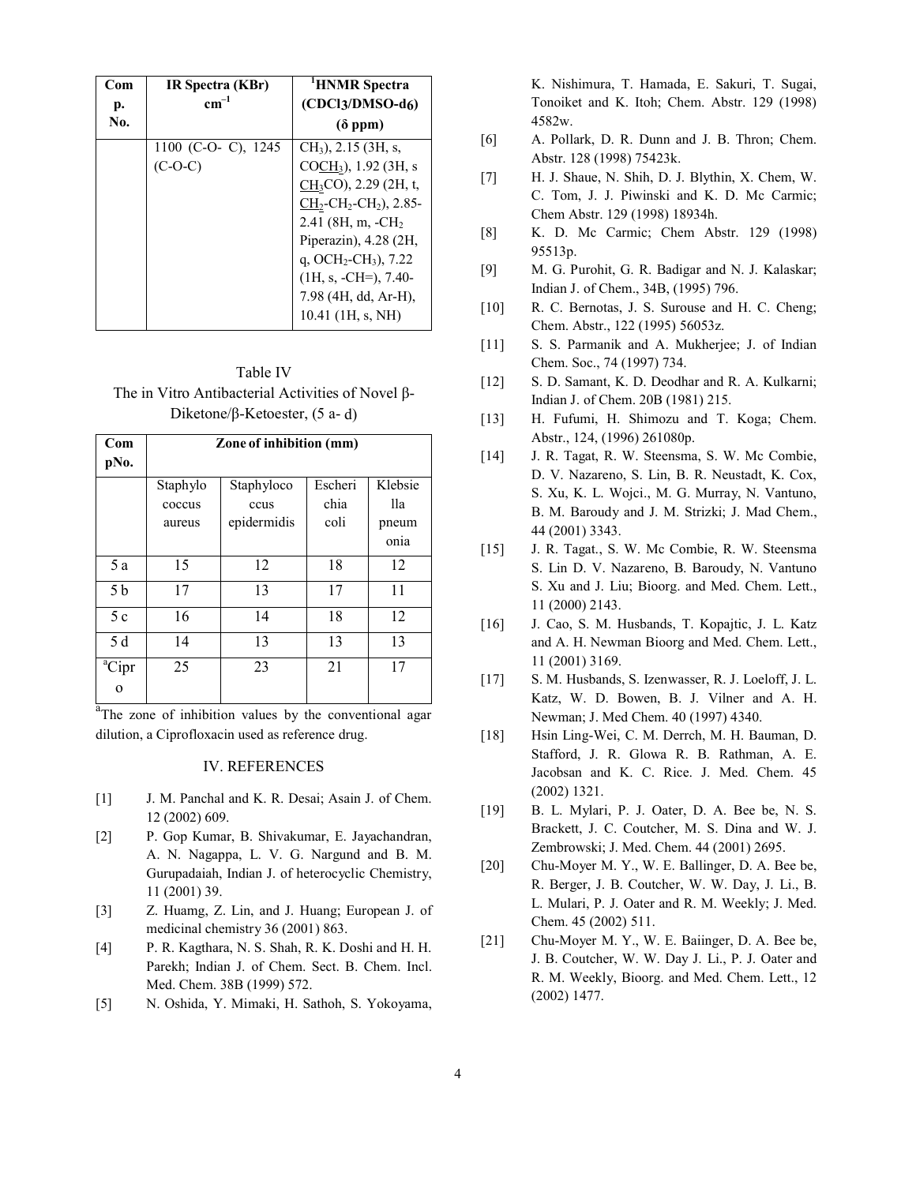| Com p. No. | IR Spectra (KBr) $cm^{-1}$ | $^1$HNMR Spectra ($CDCl_3$/DMSO-$d_6$) (δ ppm) |
|---|---|---|
| | 1100 (C-O- C), 1245 (C-O-C) | $CH_3$), 2.15 (3H, s, CO$\underline{CH_3}$), 1.92 (3H, s $\underline{CH_3}$CO), 2.29 (2H, t, $\underline{CH_2}$-$CH_2$-$CH_2$), 2.85-2.41 (8H, m, -$CH_2$ Piperazin), 4.28 (2H, q, $OCH_2$-$CH_3$), 7.22 (1H, s, -CH=), 7.40-7.98 (4H, dd, Ar-H), 10.41 (1H, s, NH) |

Table IV
The in Vitro Antibacterial Activities of Novel β-Diketone/β-Ketoester, (5 a- d)

| Com pNo. | Zone of inhibition (mm) | | | |
|---|---|---|---|---|
| | Staphylo coccus aureus | Staphyloco ccus epidermidis | Escheri chia coli | Klebsie lla pneum onia |
| 5 a | 15 | 12 | 18 | 12 |
| 5 b | 17 | 13 | 17 | 11 |
| 5 c | 16 | 14 | 18 | 12 |
| 5 d | 14 | 13 | 13 | 13 |
| [a]Cipro | 25 | 23 | 21 | 17 |

[a]The zone of inhibition values by the conventional agar dilution, a Ciprofloxacin used as reference drug.

## IV. REFERENCES

[1] J. M. Panchal and K. R. Desai; Asain J. of Chem. 12 (2002) 609.

[2] P. Gop Kumar, B. Shivakumar, E. Jayachandran, A. N. Nagappa, L. V. G. Nargund and B. M. Gurupadaiah, Indian J. of heterocyclic Chemistry, 11 (2001) 39.

[3] Z. Huamg, Z. Lin, and J. Huang; European J. of medicinal chemistry 36 (2001) 863.

[4] P. R. Kagthara, N. S. Shah, R. K. Doshi and H. H. Parekh; Indian J. of Chem. Sect. B. Chem. Incl. Med. Chem. 38B (1999) 572.

[5] N. Oshida, Y. Mimaki, H. Sathoh, S. Yokoyama, K. Nishimura, T. Hamada, E. Sakuri, T. Sugai, Tonoiket and K. Itoh; Chem. Abstr. 129 (1998) 4582w.

[6] A. Pollark, D. R. Dunn and J. B. Thron; Chem. Abstr. 128 (1998) 75423k.

[7] H. J. Shaue, N. Shih, D. J. Blythin, X. Chem, W. C. Tom, J. J. Piwinski and K. D. Mc Carmic; Chem Abstr. 129 (1998) 18934h.

[8] K. D. Mc Carmic; Chem Abstr. 129 (1998) 95513p.

[9] M. G. Purohit, G. R. Badigar and N. J. Kalaskar; Indian J. of Chem., 34B, (1995) 796.

[10] R. C. Bernotas, J. S. Surouse and H. C. Cheng; Chem. Abstr., 122 (1995) 56053z.

[11] S. S. Parmanik and A. Mukherjee; J. of Indian Chem. Soc., 74 (1997) 734.

[12] S. D. Samant, K. D. Deodhar and R. A. Kulkarni; Indian J. of Chem. 20B (1981) 215.

[13] H. Fufumi, H. Shimozu and T. Koga; Chem. Abstr., 124, (1996) 261080p.

[14] J. R. Tagat, R. W. Steensma, S. W. Mc Combie, D. V. Nazareno, S. Lin, B. R. Neustadt, K. Cox, S. Xu, K. L. Wojci., M. G. Murray, N. Vantuno, B. M. Baroudy and J. M. Strizki; J. Mad Chem., 44 (2001) 3343.

[15] J. R. Tagat., S. W. Mc Combie, R. W. Steensma S. Lin D. V. Nazareno, B. Baroudy, N. Vantuno S. Xu and J. Liu; Bioorg. and Med. Chem. Lett., 11 (2000) 2143.

[16] J. Cao, S. M. Husbands, T. Kopajtic, J. L. Katz and A. H. Newman Bioorg and Med. Chem. Lett., 11 (2001) 3169.

[17] S. M. Husbands, S. Izenwasser, R. J. Loeloff, J. L. Katz, W. D. Bowen, B. J. Vilner and A. H. Newman; J. Med Chem. 40 (1997) 4340.

[18] Hsin Ling-Wei, C. M. Derrch, M. H. Bauman, D. Stafford, J. R. Glowa R. B. Rathman, A. E. Jacobsan and K. C. Rice. J. Med. Chem. 45 (2002) 1321.

[19] B. L. Mylari, P. J. Oater, D. A. Bee be, N. S. Brackett, J. C. Coutcher, M. S. Dina and W. J. Zembrowski; J. Med. Chem. 44 (2001) 2695.

[20] Chu-Moyer M. Y., W. E. Ballinger, D. A. Bee be, R. Berger, J. B. Coutcher, W. W. Day, J. Li., B. L. Mulari, P. J. Oater and R. M. Weekly; J. Med. Chem. 45 (2002) 511.

[21] Chu-Moyer M. Y., W. E. Baiinger, D. A. Bee be, J. B. Coutcher, W. W. Day J. Li., P. J. Oater and R. M. Weekly, Bioorg. and Med. Chem. Lett., 12 (2002) 1477.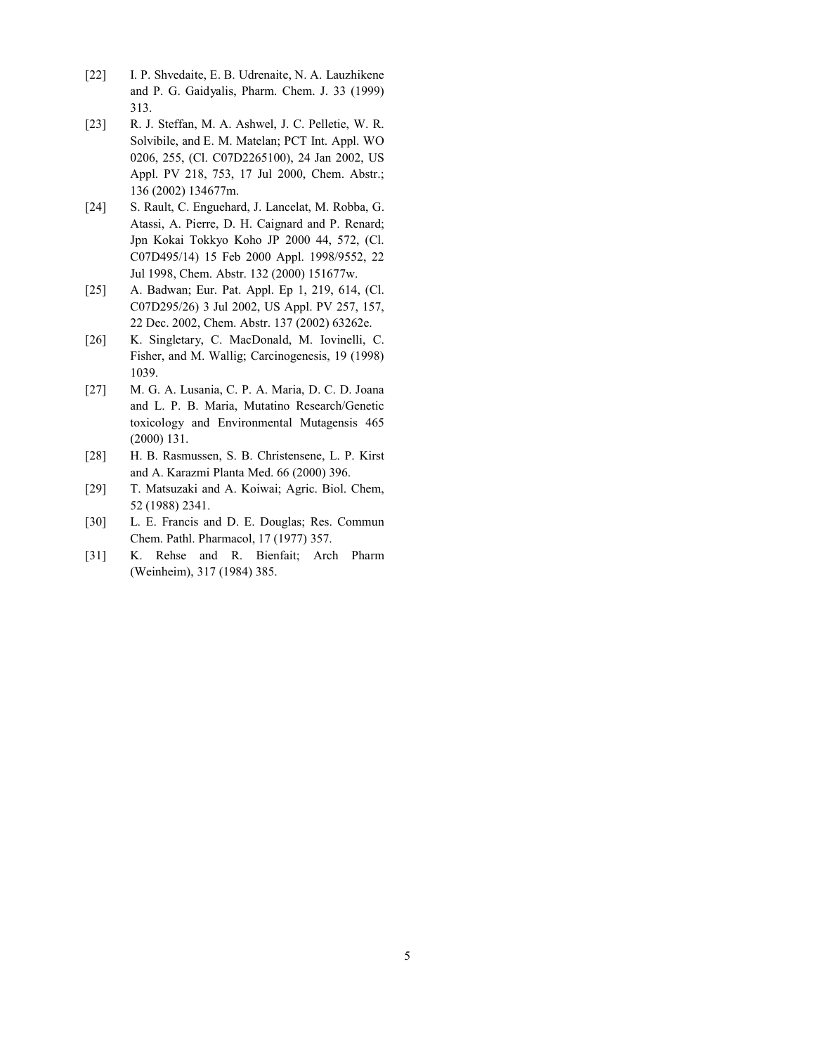[22] I. P. Shvedaite, E. B. Udrenaite, N. A. Lauzhikene and P. G. Gaidyalis, Pharm. Chem. J. 33 (1999) 313.

[23] R. J. Steffan, M. A. Ashwel, J. C. Pelletie, W. R. Solvibile, and E. M. Matelan; PCT Int. Appl. WO 0206, 255, (Cl. C07D2265100), 24 Jan 2002, US Appl. PV 218, 753, 17 Jul 2000, Chem. Abstr.; 136 (2002) 134677m.

[24] S. Rault, C. Enguehard, J. Lancelat, M. Robba, G. Atassi, A. Pierre, D. H. Caignard and P. Renard; Jpn Kokai Tokkyo Koho JP 2000 44, 572, (Cl. C07D495/14) 15 Feb 2000 Appl. 1998/9552, 22 Jul 1998, Chem. Abstr. 132 (2000) 151677w.

[25] A. Badwan; Eur. Pat. Appl. Ep 1, 219, 614, (Cl. C07D295/26) 3 Jul 2002, US Appl. PV 257, 157, 22 Dec. 2002, Chem. Abstr. 137 (2002) 63262e.

[26] K. Singletary, C. MacDonald, M. Iovinelli, C. Fisher, and M. Wallig; Carcinogenesis, 19 (1998) 1039.

[27] M. G. A. Lusania, C. P. A. Maria, D. C. D. Joana and L. P. B. Maria, Mutatino Research/Genetic toxicology and Environmental Mutagensis 465 (2000) 131.

[28] H. B. Rasmussen, S. B. Christensene, L. P. Kirst and A. Karazmi Planta Med. 66 (2000) 396.

[29] T. Matsuzaki and A. Koiwai; Agric. Biol. Chem, 52 (1988) 2341.

[30] L. E. Francis and D. E. Douglas; Res. Commun Chem. Pathl. Pharmacol, 17 (1977) 357.

[31] K. Rehse and R. Bienfait; Arch Pharm (Weinheim), 317 (1984) 385.